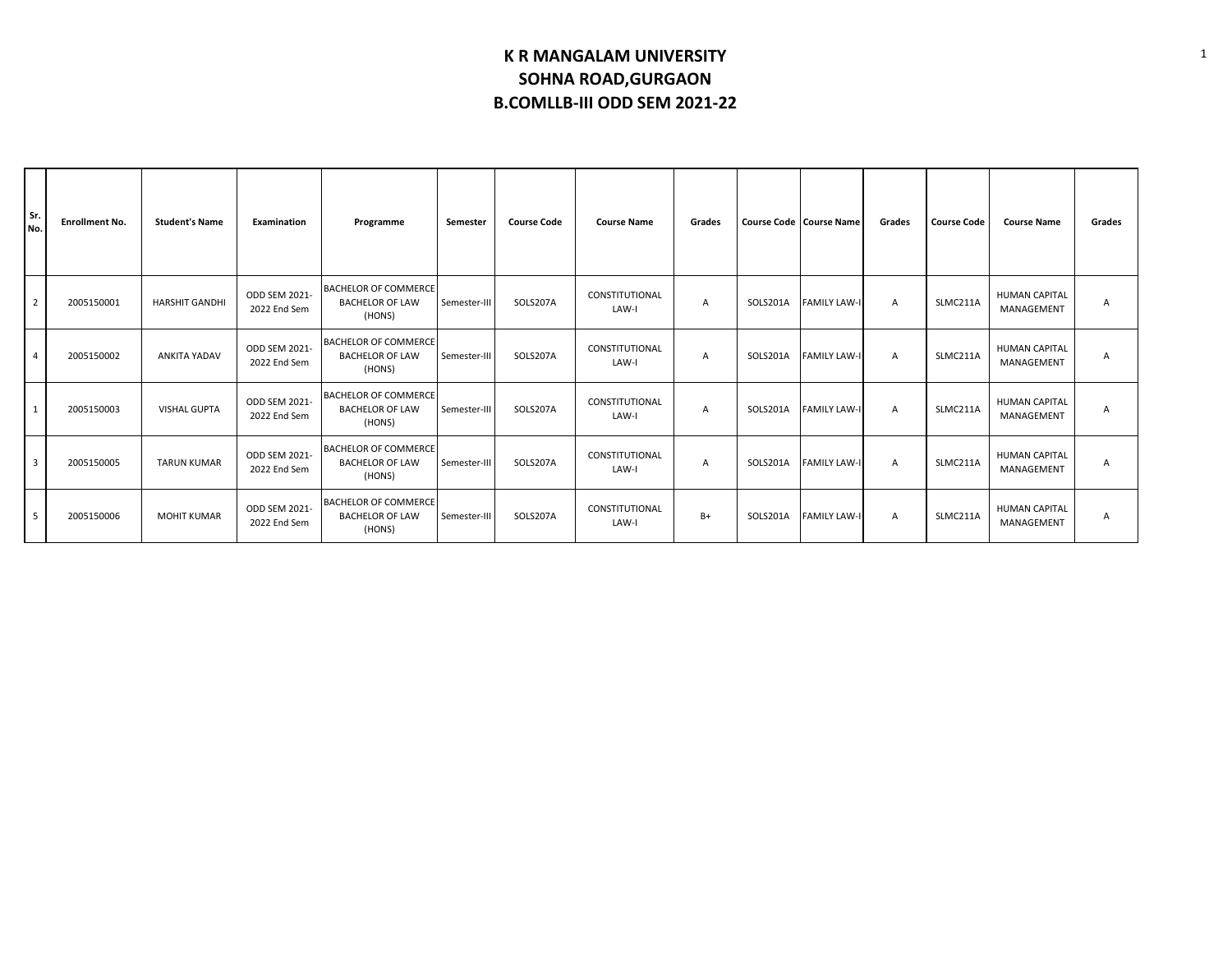# K R MANGALAM UNIVERSITY
## SOHNA ROAD,GURGAON
## B.COMLLB-III ODD SEM 2021-22

| Sr. No. | Enrollment No. | Student's Name | Examination | Programme | Semester | Course Code | Course Name | Grades | Course Code | Course Name | Grades | Course Code | Course Name | Grades |
|---|---|---|---|---|---|---|---|---|---|---|---|---|---|---|
| 2 | 2005150001 | HARSHIT GANDHI | ODD SEM 2021-2022 End Sem | BACHELOR OF COMMERCE BACHELOR OF LAW (HONS) | Semester-III | SOLS207A | CONSTITUTIONAL LAW-I | A | SOLS201A | FAMILY LAW-I | A | SLMC211A | HUMAN CAPITAL MANAGEMENT | A |
| 4 | 2005150002 | ANKITA YADAV | ODD SEM 2021-2022 End Sem | BACHELOR OF COMMERCE BACHELOR OF LAW (HONS) | Semester-III | SOLS207A | CONSTITUTIONAL LAW-I | A | SOLS201A | FAMILY LAW-I | A | SLMC211A | HUMAN CAPITAL MANAGEMENT | A |
| 1 | 2005150003 | VISHAL GUPTA | ODD SEM 2021-2022 End Sem | BACHELOR OF COMMERCE BACHELOR OF LAW (HONS) | Semester-III | SOLS207A | CONSTITUTIONAL LAW-I | A | SOLS201A | FAMILY LAW-I | A | SLMC211A | HUMAN CAPITAL MANAGEMENT | A |
| 3 | 2005150005 | TARUN KUMAR | ODD SEM 2021-2022 End Sem | BACHELOR OF COMMERCE BACHELOR OF LAW (HONS) | Semester-III | SOLS207A | CONSTITUTIONAL LAW-I | A | SOLS201A | FAMILY LAW-I | A | SLMC211A | HUMAN CAPITAL MANAGEMENT | A |
| 5 | 2005150006 | MOHIT KUMAR | ODD SEM 2021-2022 End Sem | BACHELOR OF COMMERCE BACHELOR OF LAW (HONS) | Semester-III | SOLS207A | CONSTITUTIONAL LAW-I | B+ | SOLS201A | FAMILY LAW-I | A | SLMC211A | HUMAN CAPITAL MANAGEMENT | A |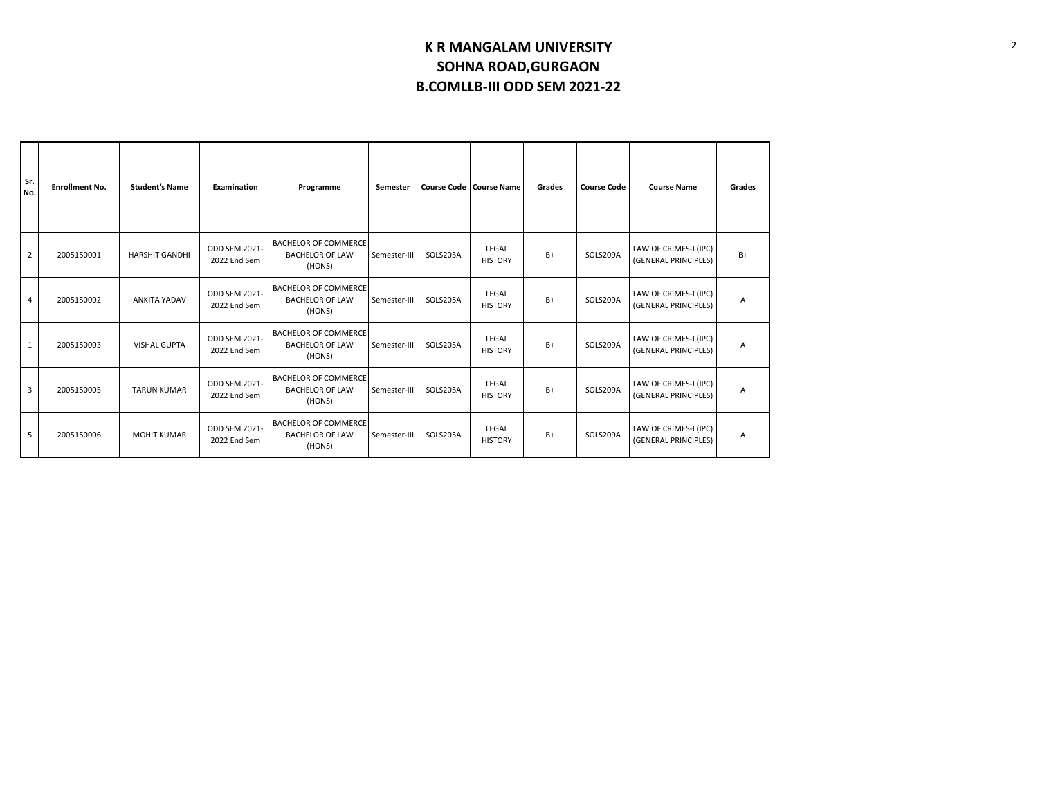# K R MANGALAM UNIVERSITY
## SOHNA ROAD,GURGAON
## B.COMLLB-III ODD SEM 2021-22

| Sr. No. | Enrollment No. | Student's Name | Examination | Programme | Semester | Course Code | Course Name | Grades | Course Code | Course Name | Grades |
|---|---|---|---|---|---|---|---|---|---|---|---|
| 2 | 2005150001 | HARSHIT GANDHI | ODD SEM 2021-2022 End Sem | BACHELOR OF COMMERCE BACHELOR OF LAW (HONS) | Semester-III | SOLS205A | LEGAL HISTORY | B+ | SOLS209A | LAW OF CRIMES-I (IPC) (GENERAL PRINCIPLES) | B+ |
| 4 | 2005150002 | ANKITA YADAV | ODD SEM 2021-2022 End Sem | BACHELOR OF COMMERCE BACHELOR OF LAW (HONS) | Semester-III | SOLS205A | LEGAL HISTORY | B+ | SOLS209A | LAW OF CRIMES-I (IPC) (GENERAL PRINCIPLES) | A |
| 1 | 2005150003 | VISHAL GUPTA | ODD SEM 2021-2022 End Sem | BACHELOR OF COMMERCE BACHELOR OF LAW (HONS) | Semester-III | SOLS205A | LEGAL HISTORY | B+ | SOLS209A | LAW OF CRIMES-I (IPC) (GENERAL PRINCIPLES) | A |
| 3 | 2005150005 | TARUN KUMAR | ODD SEM 2021-2022 End Sem | BACHELOR OF COMMERCE BACHELOR OF LAW (HONS) | Semester-III | SOLS205A | LEGAL HISTORY | B+ | SOLS209A | LAW OF CRIMES-I (IPC) (GENERAL PRINCIPLES) | A |
| 5 | 2005150006 | MOHIT KUMAR | ODD SEM 2021-2022 End Sem | BACHELOR OF COMMERCE BACHELOR OF LAW (HONS) | Semester-III | SOLS205A | LEGAL HISTORY | B+ | SOLS209A | LAW OF CRIMES-I (IPC) (GENERAL PRINCIPLES) | A |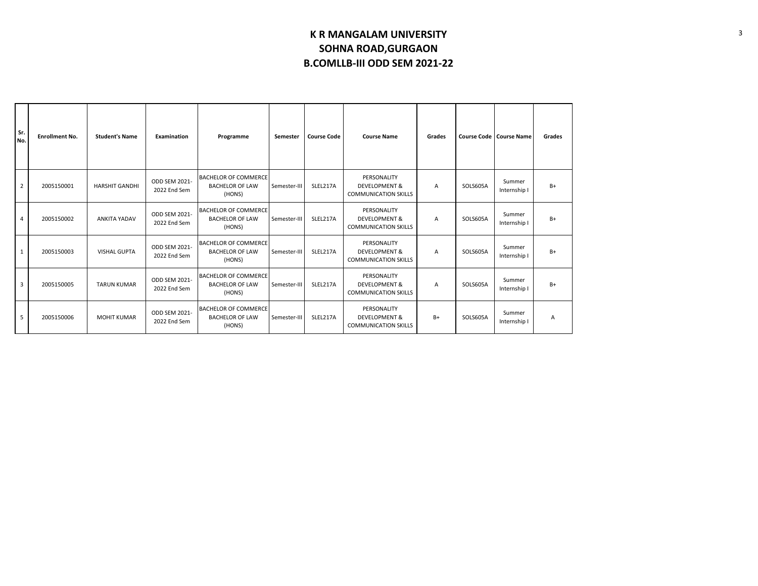# K R MANGALAM UNIVERSITY
# SOHNA ROAD,GURGAON
# B.COMLLB-III ODD SEM 2021-22

| Sr. No. | Enrollment No. | Student's Name | Examination | Programme | Semester | Course Code | Course Name | Grades | Course Code | Course Name | Grades |
|---|---|---|---|---|---|---|---|---|---|---|---|
| 2 | 2005150001 | HARSHIT GANDHI | ODD SEM 2021-2022 End Sem | BACHELOR OF COMMERCE BACHELOR OF LAW (HONS) | Semester-III | SLEL217A | PERSONALITY DEVELOPMENT & COMMUNICATION SKILLS | A | SOLS605A | Summer Internship I | B+ |
| 4 | 2005150002 | ANKITA YADAV | ODD SEM 2021-2022 End Sem | BACHELOR OF COMMERCE BACHELOR OF LAW (HONS) | Semester-III | SLEL217A | PERSONALITY DEVELOPMENT & COMMUNICATION SKILLS | A | SOLS605A | Summer Internship I | B+ |
| 1 | 2005150003 | VISHAL GUPTA | ODD SEM 2021-2022 End Sem | BACHELOR OF COMMERCE BACHELOR OF LAW (HONS) | Semester-III | SLEL217A | PERSONALITY DEVELOPMENT & COMMUNICATION SKILLS | A | SOLS605A | Summer Internship I | B+ |
| 3 | 2005150005 | TARUN KUMAR | ODD SEM 2021-2022 End Sem | BACHELOR OF COMMERCE BACHELOR OF LAW (HONS) | Semester-III | SLEL217A | PERSONALITY DEVELOPMENT & COMMUNICATION SKILLS | A | SOLS605A | Summer Internship I | B+ |
| 5 | 2005150006 | MOHIT KUMAR | ODD SEM 2021-2022 End Sem | BACHELOR OF COMMERCE BACHELOR OF LAW (HONS) | Semester-III | SLEL217A | PERSONALITY DEVELOPMENT & COMMUNICATION SKILLS | B+ | SOLS605A | Summer Internship I | A |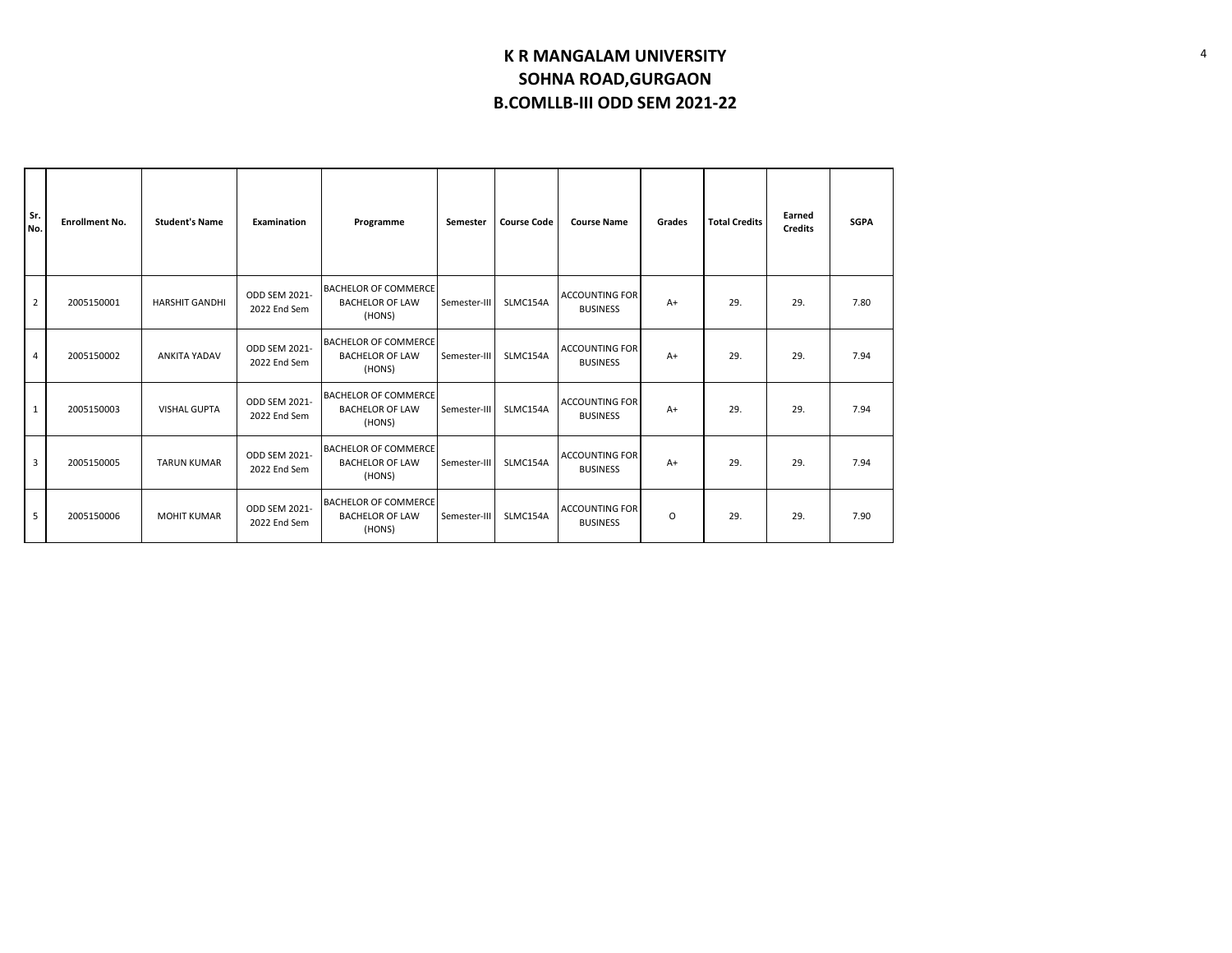# K R MANGALAM UNIVERSITY

## SOHNA ROAD,GURGAON

## B.COMLLB-III ODD SEM 2021-22

| Sr. No. | Enrollment No. | Student's Name | Examination | Programme | Semester | Course Code | Course Name | Grades | Total Credits | Earned Credits | SGPA |
|---|---|---|---|---|---|---|---|---|---|---|---|
| 2 | 2005150001 | HARSHIT GANDHI | ODD SEM 2021-2022 End Sem | BACHELOR OF COMMERCE BACHELOR OF LAW (HONS) | Semester-III | SLMC154A | ACCOUNTING FOR BUSINESS | A+ | 29. | 29. | 7.80 |
| 4 | 2005150002 | ANKITA YADAV | ODD SEM 2021-2022 End Sem | BACHELOR OF COMMERCE BACHELOR OF LAW (HONS) | Semester-III | SLMC154A | ACCOUNTING FOR BUSINESS | A+ | 29. | 29. | 7.94 |
| 1 | 2005150003 | VISHAL GUPTA | ODD SEM 2021-2022 End Sem | BACHELOR OF COMMERCE BACHELOR OF LAW (HONS) | Semester-III | SLMC154A | ACCOUNTING FOR BUSINESS | A+ | 29. | 29. | 7.94 |
| 3 | 2005150005 | TARUN KUMAR | ODD SEM 2021-2022 End Sem | BACHELOR OF COMMERCE BACHELOR OF LAW (HONS) | Semester-III | SLMC154A | ACCOUNTING FOR BUSINESS | A+ | 29. | 29. | 7.94 |
| 5 | 2005150006 | MOHIT KUMAR | ODD SEM 2021-2022 End Sem | BACHELOR OF COMMERCE BACHELOR OF LAW (HONS) | Semester-III | SLMC154A | ACCOUNTING FOR BUSINESS | O | 29. | 29. | 7.90 |